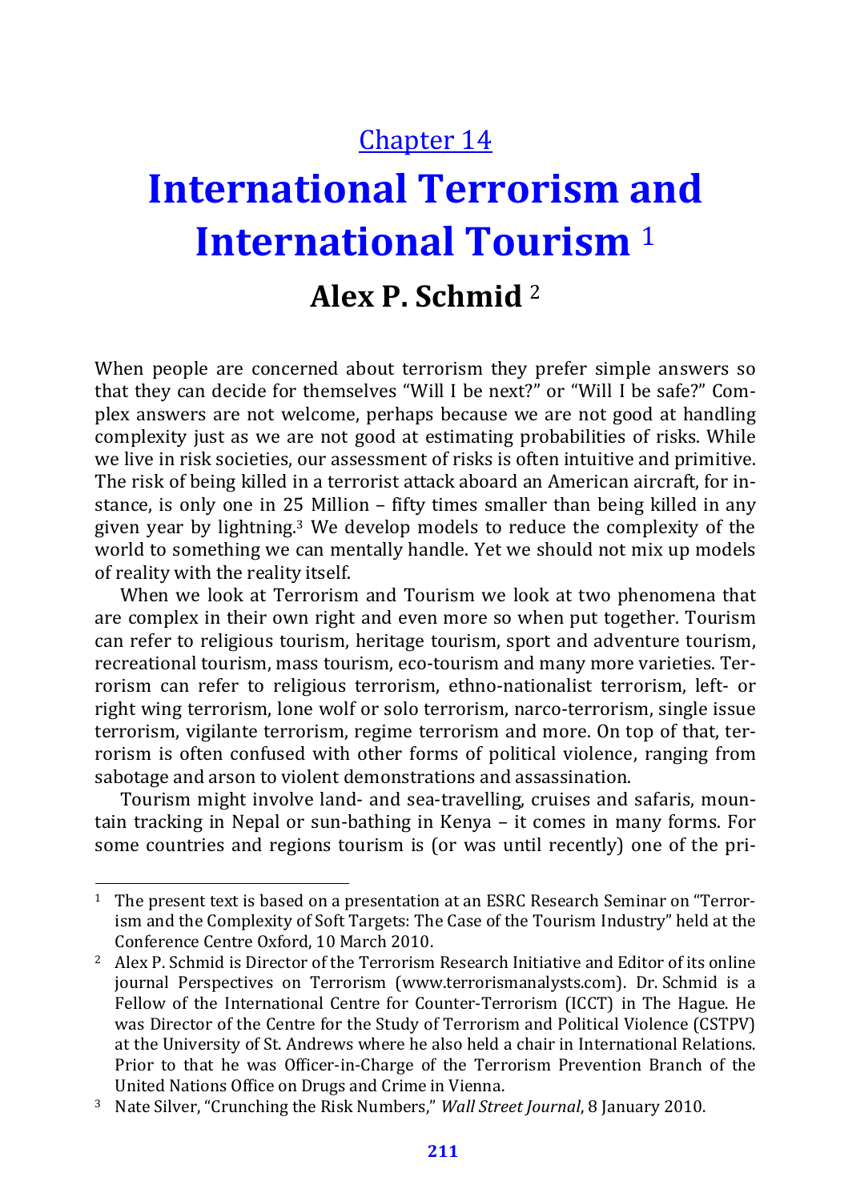Chapter 14

# International Terrorism and International Tourism [1]

## Alex P. Schmid [2]

When people are concerned about terrorism they prefer simple answers so that they can decide for themselves "Will I be next?" or "Will I be safe?" Complex answers are not welcome, perhaps because we are not good at handling complexity just as we are not good at estimating probabilities of risks. While we live in risk societies, our assessment of risks is often intuitive and primitive. The risk of being killed in a terrorist attack aboard an American aircraft, for instance, is only one in 25 Million – fifty times smaller than being killed in any given year by lightning.[3] We develop models to reduce the complexity of the world to something we can mentally handle. Yet we should not mix up models of reality with the reality itself.

When we look at Terrorism and Tourism we look at two phenomena that are complex in their own right and even more so when put together. Tourism can refer to religious tourism, heritage tourism, sport and adventure tourism, recreational tourism, mass tourism, eco-tourism and many more varieties. Terrorism can refer to religious terrorism, ethno-nationalist terrorism, left- or right wing terrorism, lone wolf or solo terrorism, narco-terrorism, single issue terrorism, vigilante terrorism, regime terrorism and more. On top of that, terrorism is often confused with other forms of political violence, ranging from sabotage and arson to violent demonstrations and assassination.

Tourism might involve land- and sea-travelling, cruises and safaris, mountain tracking in Nepal or sun-bathing in Kenya – it comes in many forms. For some countries and regions tourism is (or was until recently) one of the pri-

---

[1] The present text is based on a presentation at an ESRC Research Seminar on "Terrorism and the Complexity of Soft Targets: The Case of the Tourism Industry" held at the Conference Centre Oxford, 10 March 2010.

[2] Alex P. Schmid is Director of the Terrorism Research Initiative and Editor of its online journal Perspectives on Terrorism (www.terrorismanalysts.com). Dr. Schmid is a Fellow of the International Centre for Counter-Terrorism (ICCT) in The Hague. He was Director of the Centre for the Study of Terrorism and Political Violence (CSTPV) at the University of St. Andrews where he also held a chair in International Relations. Prior to that he was Officer-in-Charge of the Terrorism Prevention Branch of the United Nations Office on Drugs and Crime in Vienna.

[3] Nate Silver, "Crunching the Risk Numbers," *Wall Street Journal*, 8 January 2010.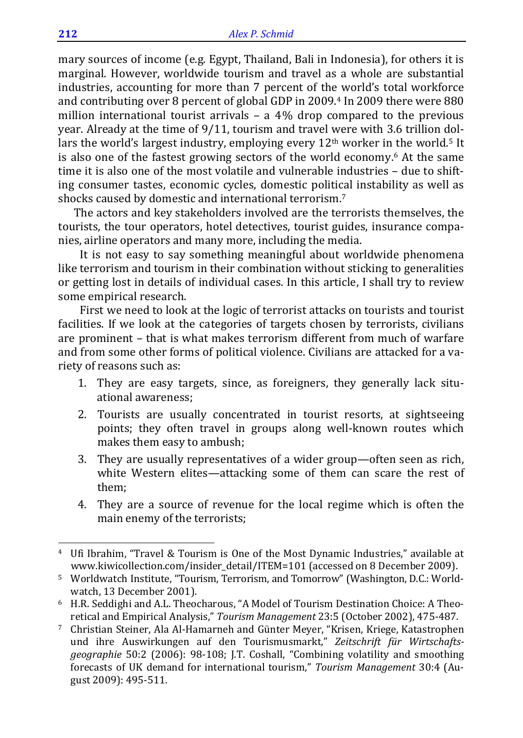mary sources of income (e.g. Egypt, Thailand, Bali in Indonesia), for others it is marginal. However, worldwide tourism and travel as a whole are substantial industries, accounting for more than 7 percent of the world's total workforce and contributing over 8 percent of global GDP in 2009.[4] In 2009 there were 880 million international tourist arrivals – a 4% drop compared to the previous year. Already at the time of 9/11, tourism and travel were with 3.6 trillion dollars the world's largest industry, employing every 12th worker in the world.[5] It is also one of the fastest growing sectors of the world economy.[6] At the same time it is also one of the most volatile and vulnerable industries – due to shifting consumer tastes, economic cycles, domestic political instability as well as shocks caused by domestic and international terrorism.[7]

The actors and key stakeholders involved are the terrorists themselves, the tourists, the tour operators, hotel detectives, tourist guides, insurance companies, airline operators and many more, including the media.

It is not easy to say something meaningful about worldwide phenomena like terrorism and tourism in their combination without sticking to generalities or getting lost in details of individual cases. In this article, I shall try to review some empirical research.

First we need to look at the logic of terrorist attacks on tourists and tourist facilities. If we look at the categories of targets chosen by terrorists, civilians are prominent – that is what makes terrorism different from much of warfare and from some other forms of political violence. Civilians are attacked for a variety of reasons such as:

1. They are easy targets, since, as foreigners, they generally lack situational awareness;
2. Tourists are usually concentrated in tourist resorts, at sightseeing points; they often travel in groups along well-known routes which makes them easy to ambush;
3. They are usually representatives of a wider group—often seen as rich, white Western elites—attacking some of them can scare the rest of them;
4. They are a source of revenue for the local regime which is often the main enemy of the terrorists;

---

[4] Ufi Ibrahim, "Travel & Tourism is One of the Most Dynamic Industries," available at www.kiwicollection.com/insider_detail/ITEM=101 (accessed on 8 December 2009).

[5] Worldwatch Institute, "Tourism, Terrorism, and Tomorrow" (Washington, D.C.: Worldwatch, 13 December 2001).

[6] H.R. Seddighi and A.L. Theocharous, "A Model of Tourism Destination Choice: A Theoretical and Empirical Analysis," *Tourism Management* 23:5 (October 2002), 475-487.

[7] Christian Steiner, Ala Al-Hamarneh and Günter Meyer, "Krisen, Kriege, Katastrophen und ihre Auswirkungen auf den Tourismusmarkt," *Zeitschrift für Wirtschaftsgeographie* 50:2 (2006): 98-108; J.T. Coshall, "Combining volatility and smoothing forecasts of UK demand for international tourism," *Tourism Management* 30:4 (August 2009): 495-511.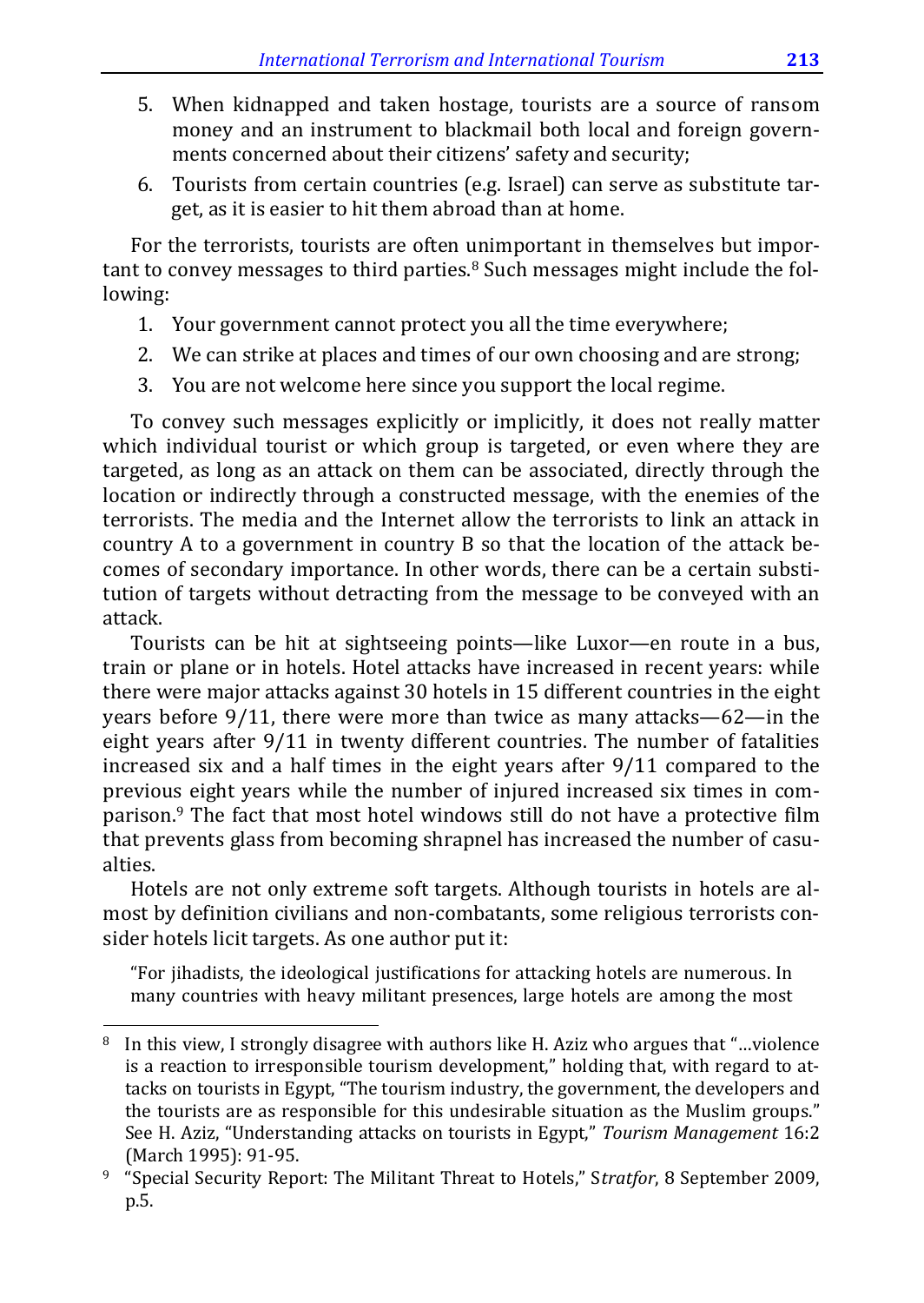5. When kidnapped and taken hostage, tourists are a source of ransom money and an instrument to blackmail both local and foreign governments concerned about their citizens' safety and security;
6. Tourists from certain countries (e.g. Israel) can serve as substitute target, as it is easier to hit them abroad than at home.

For the terrorists, tourists are often unimportant in themselves but important to convey messages to third parties.[8] Such messages might include the following:

1. Your government cannot protect you all the time everywhere;
2. We can strike at places and times of our own choosing and are strong;
3. You are not welcome here since you support the local regime.

To convey such messages explicitly or implicitly, it does not really matter which individual tourist or which group is targeted, or even where they are targeted, as long as an attack on them can be associated, directly through the location or indirectly through a constructed message, with the enemies of the terrorists. The media and the Internet allow the terrorists to link an attack in country A to a government in country B so that the location of the attack becomes of secondary importance. In other words, there can be a certain substitution of targets without detracting from the message to be conveyed with an attack.

Tourists can be hit at sightseeing points—like Luxor—en route in a bus, train or plane or in hotels. Hotel attacks have increased in recent years: while there were major attacks against 30 hotels in 15 different countries in the eight years before 9/11, there were more than twice as many attacks—62—in the eight years after 9/11 in twenty different countries. The number of fatalities increased six and a half times in the eight years after 9/11 compared to the previous eight years while the number of injured increased six times in comparison.[9] The fact that most hotel windows still do not have a protective film that prevents glass from becoming shrapnel has increased the number of casualties.

Hotels are not only extreme soft targets. Although tourists in hotels are almost by definition civilians and non-combatants, some religious terrorists consider hotels licit targets. As one author put it:

> "For jihadists, the ideological justifications for attacking hotels are numerous. In many countries with heavy militant presences, large hotels are among the most

---

[8] In this view, I strongly disagree with authors like H. Aziz who argues that "…violence is a reaction to irresponsible tourism development," holding that, with regard to attacks on tourists in Egypt, "The tourism industry, the government, the developers and the tourists are as responsible for this undesirable situation as the Muslim groups." See H. Aziz, "Understanding attacks on tourists in Egypt," *Tourism Management* 16:2 (March 1995): 91-95.

[9] "Special Security Report: The Militant Threat to Hotels," S*tratfor*, 8 September 2009, p.5.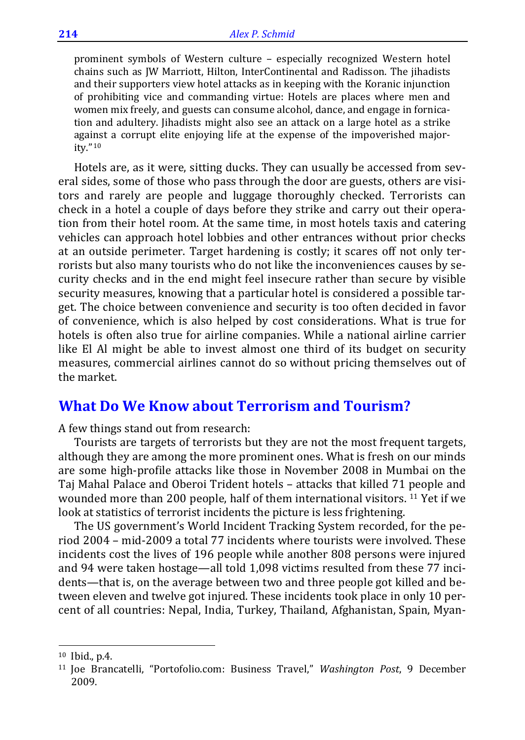prominent symbols of Western culture – especially recognized Western hotel chains such as JW Marriott, Hilton, InterContinental and Radisson. The jihadists and their supporters view hotel attacks as in keeping with the Koranic injunction of prohibiting vice and commanding virtue: Hotels are places where men and women mix freely, and guests can consume alcohol, dance, and engage in fornication and adultery. Jihadists might also see an attack on a large hotel as a strike against a corrupt elite enjoying life at the expense of the impoverished majority."[10]

Hotels are, as it were, sitting ducks. They can usually be accessed from several sides, some of those who pass through the door are guests, others are visitors and rarely are people and luggage thoroughly checked. Terrorists can check in a hotel a couple of days before they strike and carry out their operation from their hotel room. At the same time, in most hotels taxis and catering vehicles can approach hotel lobbies and other entrances without prior checks at an outside perimeter. Target hardening is costly; it scares off not only terrorists but also many tourists who do not like the inconveniences causes by security checks and in the end might feel insecure rather than secure by visible security measures, knowing that a particular hotel is considered a possible target. The choice between convenience and security is too often decided in favor of convenience, which is also helped by cost considerations. What is true for hotels is often also true for airline companies. While a national airline carrier like El Al might be able to invest almost one third of its budget on security measures, commercial airlines cannot do so without pricing themselves out of the market.

## What Do We Know about Terrorism and Tourism?

A few things stand out from research:

Tourists are targets of terrorists but they are not the most frequent targets, although they are among the more prominent ones. What is fresh on our minds are some high-profile attacks like those in November 2008 in Mumbai on the Taj Mahal Palace and Oberoi Trident hotels – attacks that killed 71 people and wounded more than 200 people, half of them international visitors. [11] Yet if we look at statistics of terrorist incidents the picture is less frightening.

The US government's World Incident Tracking System recorded, for the period 2004 – mid-2009 a total 77 incidents where tourists were involved. These incidents cost the lives of 196 people while another 808 persons were injured and 94 were taken hostage—all told 1,098 victims resulted from these 77 incidents—that is, on the average between two and three people got killed and between eleven and twelve got injured. These incidents took place in only 10 percent of all countries: Nepal, India, Turkey, Thailand, Afghanistan, Spain, Myan-

---

[10] Ibid., p.4.

[11] Joe Brancatelli, "Portofolio.com: Business Travel," *Washington Post*, 9 December 2009.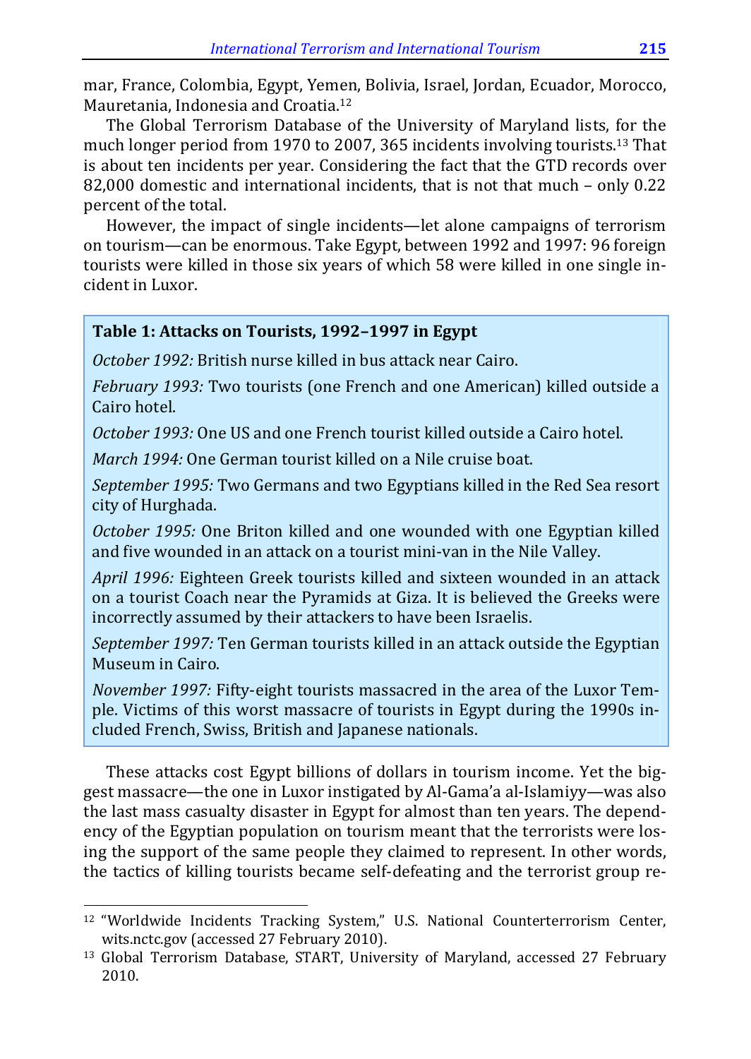mar, France, Colombia, Egypt, Yemen, Bolivia, Israel, Jordan, Ecuador, Morocco, Mauretania, Indonesia and Croatia.[12]

The Global Terrorism Database of the University of Maryland lists, for the much longer period from 1970 to 2007, 365 incidents involving tourists.[13] That is about ten incidents per year. Considering the fact that the GTD records over 82,000 domestic and international incidents, that is not that much – only 0.22 percent of the total.

However, the impact of single incidents—let alone campaigns of terrorism on tourism—can be enormous. Take Egypt, between 1992 and 1997: 96 foreign tourists were killed in those six years of which 58 were killed in one single incident in Luxor.

**Table 1: Attacks on Tourists, 1992–1997 in Egypt**

*October 1992:* British nurse killed in bus attack near Cairo.

*February 1993:* Two tourists (one French and one American) killed outside a Cairo hotel.

*October 1993:* One US and one French tourist killed outside a Cairo hotel.

*March 1994:* One German tourist killed on a Nile cruise boat.

*September 1995:* Two Germans and two Egyptians killed in the Red Sea resort city of Hurghada.

*October 1995:* One Briton killed and one wounded with one Egyptian killed and five wounded in an attack on a tourist mini-van in the Nile Valley.

*April 1996:* Eighteen Greek tourists killed and sixteen wounded in an attack on a tourist Coach near the Pyramids at Giza. It is believed the Greeks were incorrectly assumed by their attackers to have been Israelis.

*September 1997:* Ten German tourists killed in an attack outside the Egyptian Museum in Cairo.

*November 1997:* Fifty-eight tourists massacred in the area of the Luxor Temple. Victims of this worst massacre of tourists in Egypt during the 1990s included French, Swiss, British and Japanese nationals.

These attacks cost Egypt billions of dollars in tourism income. Yet the biggest massacre—the one in Luxor instigated by Al-Gama'a al-Islamiyy—was also the last mass casualty disaster in Egypt for almost than ten years. The dependency of the Egyptian population on tourism meant that the terrorists were losing the support of the same people they claimed to represent. In other words, the tactics of killing tourists became self-defeating and the terrorist group re-

---

[12] "Worldwide Incidents Tracking System," U.S. National Counterterrorism Center, wits.nctc.gov (accessed 27 February 2010).

[13] Global Terrorism Database, START, University of Maryland, accessed 27 February 2010.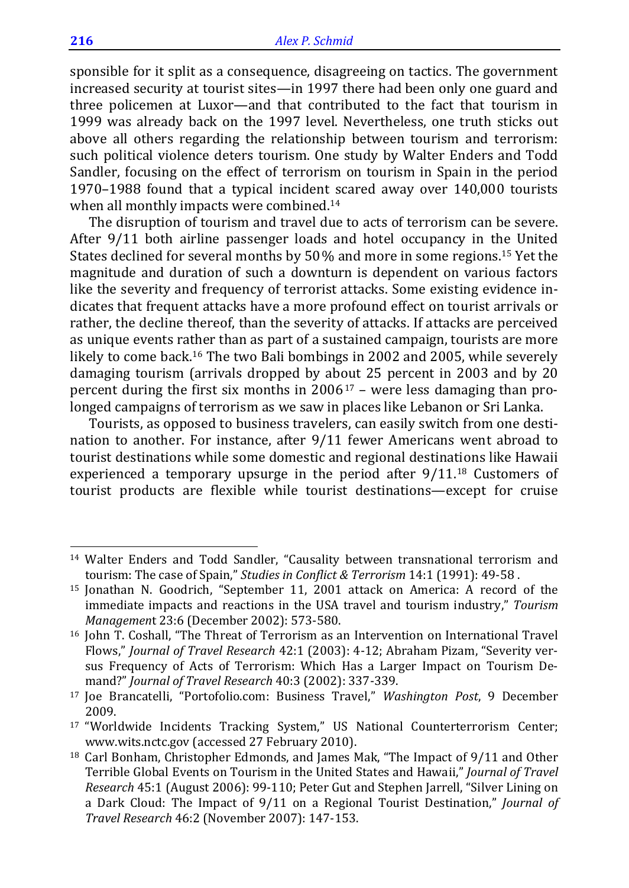sponsible for it split as a consequence, disagreeing on tactics. The government increased security at tourist sites—in 1997 there had been only one guard and three policemen at Luxor—and that contributed to the fact that tourism in 1999 was already back on the 1997 level. Nevertheless, one truth sticks out above all others regarding the relationship between tourism and terrorism: such political violence deters tourism. One study by Walter Enders and Todd Sandler, focusing on the effect of terrorism on tourism in Spain in the period 1970–1988 found that a typical incident scared away over 140,000 tourists when all monthly impacts were combined.[14]

The disruption of tourism and travel due to acts of terrorism can be severe. After 9/11 both airline passenger loads and hotel occupancy in the United States declined for several months by 50 % and more in some regions.[15] Yet the magnitude and duration of such a downturn is dependent on various factors like the severity and frequency of terrorist attacks. Some existing evidence indicates that frequent attacks have a more profound effect on tourist arrivals or rather, the decline thereof, than the severity of attacks. If attacks are perceived as unique events rather than as part of a sustained campaign, tourists are more likely to come back.[16] The two Bali bombings in 2002 and 2005, while severely damaging tourism (arrivals dropped by about 25 percent in 2003 and by 20 percent during the first six months in 2006[17] – were less damaging than prolonged campaigns of terrorism as we saw in places like Lebanon or Sri Lanka.

Tourists, as opposed to business travelers, can easily switch from one destination to another. For instance, after 9/11 fewer Americans went abroad to tourist destinations while some domestic and regional destinations like Hawaii experienced a temporary upsurge in the period after 9/11.[18] Customers of tourist products are flexible while tourist destinations—except for cruise

---

[14] Walter Enders and Todd Sandler, "Causality between transnational terrorism and tourism: The case of Spain," *Studies in Conflict & Terrorism* 14:1 (1991): 49-58 .

[15] Jonathan N. Goodrich, "September 11, 2001 attack on America: A record of the immediate impacts and reactions in the USA travel and tourism industry," *Tourism Management* 23:6 (December 2002): 573-580.

[16] John T. Coshall, "The Threat of Terrorism as an Intervention on International Travel Flows," *Journal of Travel Research* 42:1 (2003): 4-12; Abraham Pizam, "Severity versus Frequency of Acts of Terrorism: Which Has a Larger Impact on Tourism Demand?" *Journal of Travel Research* 40:3 (2002): 337-339.

[17] Joe Brancatelli, "Portofolio.com: Business Travel," *Washington Post*, 9 December 2009.

[17] "Worldwide Incidents Tracking System," US National Counterterrorism Center; www.wits.nctc.gov (accessed 27 February 2010).

[18] Carl Bonham, Christopher Edmonds, and James Mak, "The Impact of 9/11 and Other Terrible Global Events on Tourism in the United States and Hawaii," *Journal of Travel Research* 45:1 (August 2006): 99-110; Peter Gut and Stephen Jarrell, "Silver Lining on a Dark Cloud: The Impact of 9/11 on a Regional Tourist Destination," *Journal of Travel Research* 46:2 (November 2007): 147-153.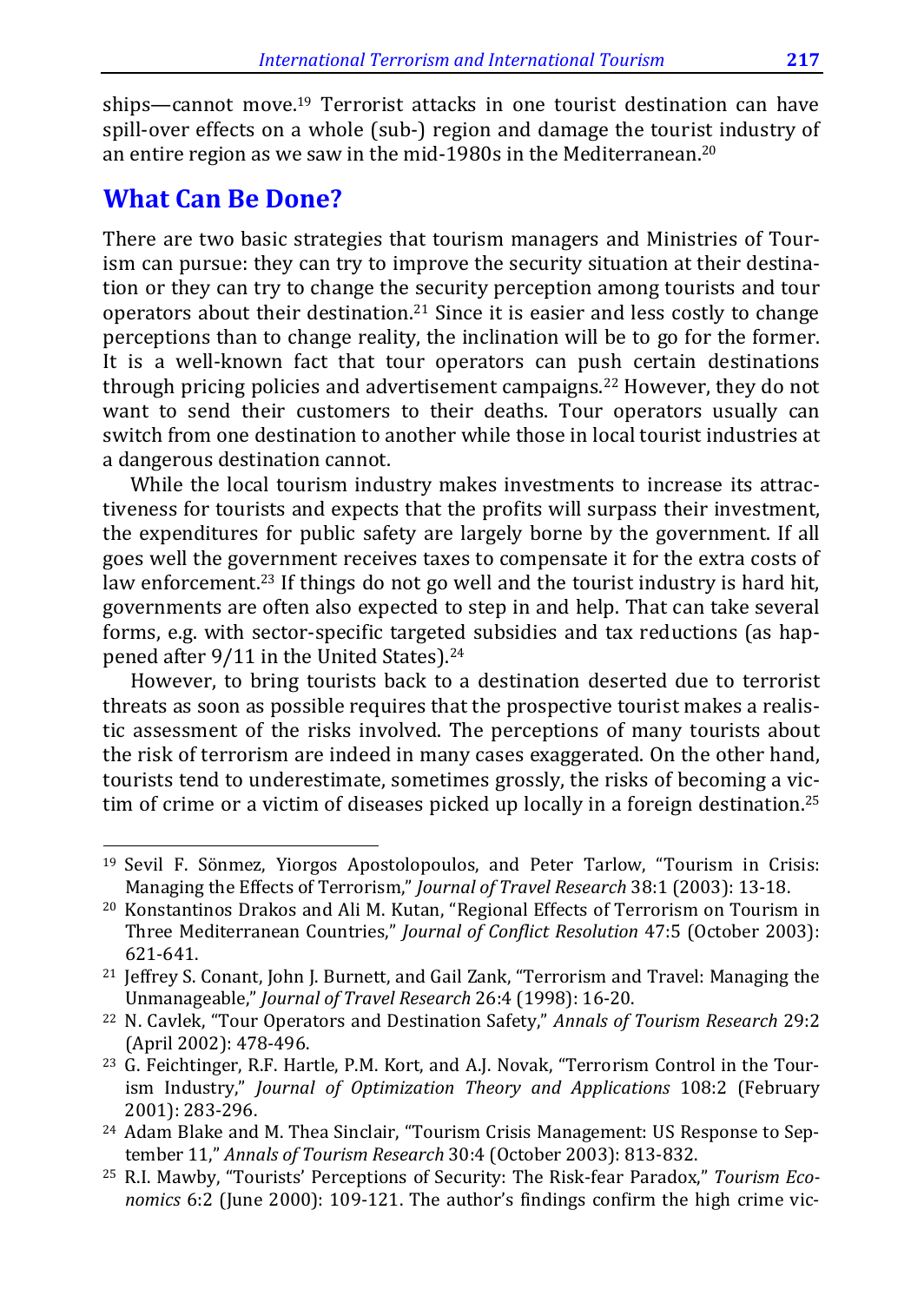ships—cannot move.[19] Terrorist attacks in one tourist destination can have spill-over effects on a whole (sub-) region and damage the tourist industry of an entire region as we saw in the mid-1980s in the Mediterranean.[20]

## What Can Be Done?

There are two basic strategies that tourism managers and Ministries of Tourism can pursue: they can try to improve the security situation at their destination or they can try to change the security perception among tourists and tour operators about their destination.[21] Since it is easier and less costly to change perceptions than to change reality, the inclination will be to go for the former. It is a well-known fact that tour operators can push certain destinations through pricing policies and advertisement campaigns.[22] However, they do not want to send their customers to their deaths. Tour operators usually can switch from one destination to another while those in local tourist industries at a dangerous destination cannot.

While the local tourism industry makes investments to increase its attractiveness for tourists and expects that the profits will surpass their investment, the expenditures for public safety are largely borne by the government. If all goes well the government receives taxes to compensate it for the extra costs of law enforcement.[23] If things do not go well and the tourist industry is hard hit, governments are often also expected to step in and help. That can take several forms, e.g. with sector-specific targeted subsidies and tax reductions (as happened after 9/11 in the United States).[24]

However, to bring tourists back to a destination deserted due to terrorist threats as soon as possible requires that the prospective tourist makes a realistic assessment of the risks involved. The perceptions of many tourists about the risk of terrorism are indeed in many cases exaggerated. On the other hand, tourists tend to underestimate, sometimes grossly, the risks of becoming a victim of crime or a victim of diseases picked up locally in a foreign destination.[25]

---

[19] Sevil F. Sönmez, Yiorgos Apostolopoulos, and Peter Tarlow, "Tourism in Crisis: Managing the Effects of Terrorism," *Journal of Travel Research* 38:1 (2003): 13-18.

[20] Konstantinos Drakos and Ali M. Kutan, "Regional Effects of Terrorism on Tourism in Three Mediterranean Countries," *Journal of Conflict Resolution* 47:5 (October 2003): 621-641.

[21] Jeffrey S. Conant, John J. Burnett, and Gail Zank, "Terrorism and Travel: Managing the Unmanageable," *Journal of Travel Research* 26:4 (1998): 16-20.

[22] N. Cavlek, "Tour Operators and Destination Safety," *Annals of Tourism Research* 29:2 (April 2002): 478-496.

[23] G. Feichtinger, R.F. Hartle, P.M. Kort, and A.J. Novak, "Terrorism Control in the Tourism Industry," *Journal of Optimization Theory and Applications* 108:2 (February 2001): 283-296.

[24] Adam Blake and M. Thea Sinclair, "Tourism Crisis Management: US Response to September 11," *Annals of Tourism Research* 30:4 (October 2003): 813-832.

[25] R.I. Mawby, "Tourists' Perceptions of Security: The Risk-fear Paradox," *Tourism Economics* 6:2 (June 2000): 109-121. The author's findings confirm the high crime vic-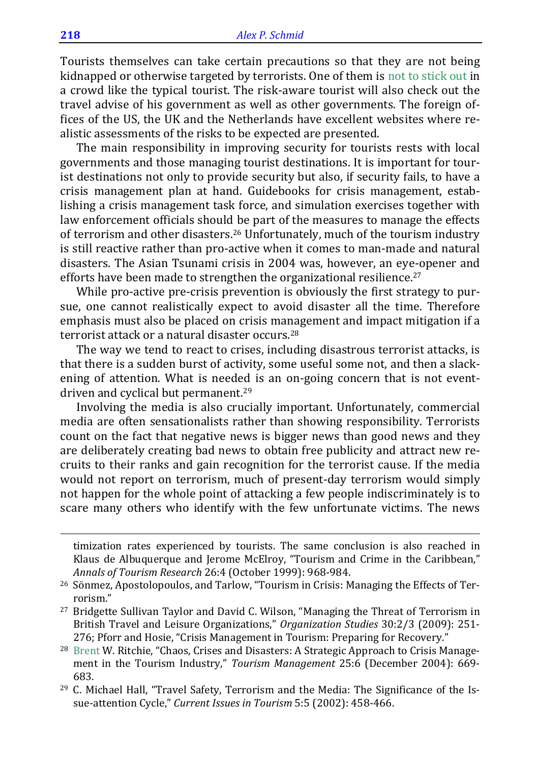Tourists themselves can take certain precautions so that they are not being kidnapped or otherwise targeted by terrorists. One of them is not to stick out in a crowd like the typical tourist. The risk-aware tourist will also check out the travel advise of his government as well as other governments. The foreign offices of the US, the UK and the Netherlands have excellent websites where realistic assessments of the risks to be expected are presented.

The main responsibility in improving security for tourists rests with local governments and those managing tourist destinations. It is important for tourist destinations not only to provide security but also, if security fails, to have a crisis management plan at hand. Guidebooks for crisis management, establishing a crisis management task force, and simulation exercises together with law enforcement officials should be part of the measures to manage the effects of terrorism and other disasters.[26] Unfortunately, much of the tourism industry is still reactive rather than pro-active when it comes to man-made and natural disasters. The Asian Tsunami crisis in 2004 was, however, an eye-opener and efforts have been made to strengthen the organizational resilience.[27]

While pro-active pre-crisis prevention is obviously the first strategy to pursue, one cannot realistically expect to avoid disaster all the time. Therefore emphasis must also be placed on crisis management and impact mitigation if a terrorist attack or a natural disaster occurs.[28]

The way we tend to react to crises, including disastrous terrorist attacks, is that there is a sudden burst of activity, some useful some not, and then a slackening of attention. What is needed is an on-going concern that is not event-driven and cyclical but permanent.[29]

Involving the media is also crucially important. Unfortunately, commercial media are often sensationalists rather than showing responsibility. Terrorists count on the fact that negative news is bigger news than good news and they are deliberately creating bad news to obtain free publicity and attract new recruits to their ranks and gain recognition for the terrorist cause. If the media would not report on terrorism, much of present-day terrorism would simply not happen for the whole point of attacking a few people indiscriminately is to scare many others who identify with the few unfortunate victims. The news

---

timization rates experienced by tourists. The same conclusion is also reached in Klaus de Albuquerque and Jerome McElroy, "Tourism and Crime in the Caribbean," *Annals of Tourism Research* 26:4 (October 1999): 968-984.

[26] Sönmez, Apostolopoulos, and Tarlow, "Tourism in Crisis: Managing the Effects of Terrorism."

[27] Bridgette Sullivan Taylor and David C. Wilson, "Managing the Threat of Terrorism in British Travel and Leisure Organizations," *Organization Studies* 30:2/3 (2009): 251-276; Pforr and Hosie, "Crisis Management in Tourism: Preparing for Recovery."

[28] Brent W. Ritchie, "Chaos, Crises and Disasters: A Strategic Approach to Crisis Management in the Tourism Industry," *Tourism Management* 25:6 (December 2004): 669-683.

[29] C. Michael Hall, "Travel Safety, Terrorism and the Media: The Significance of the Issue-attention Cycle," *Current Issues in Tourism* 5:5 (2002): 458-466.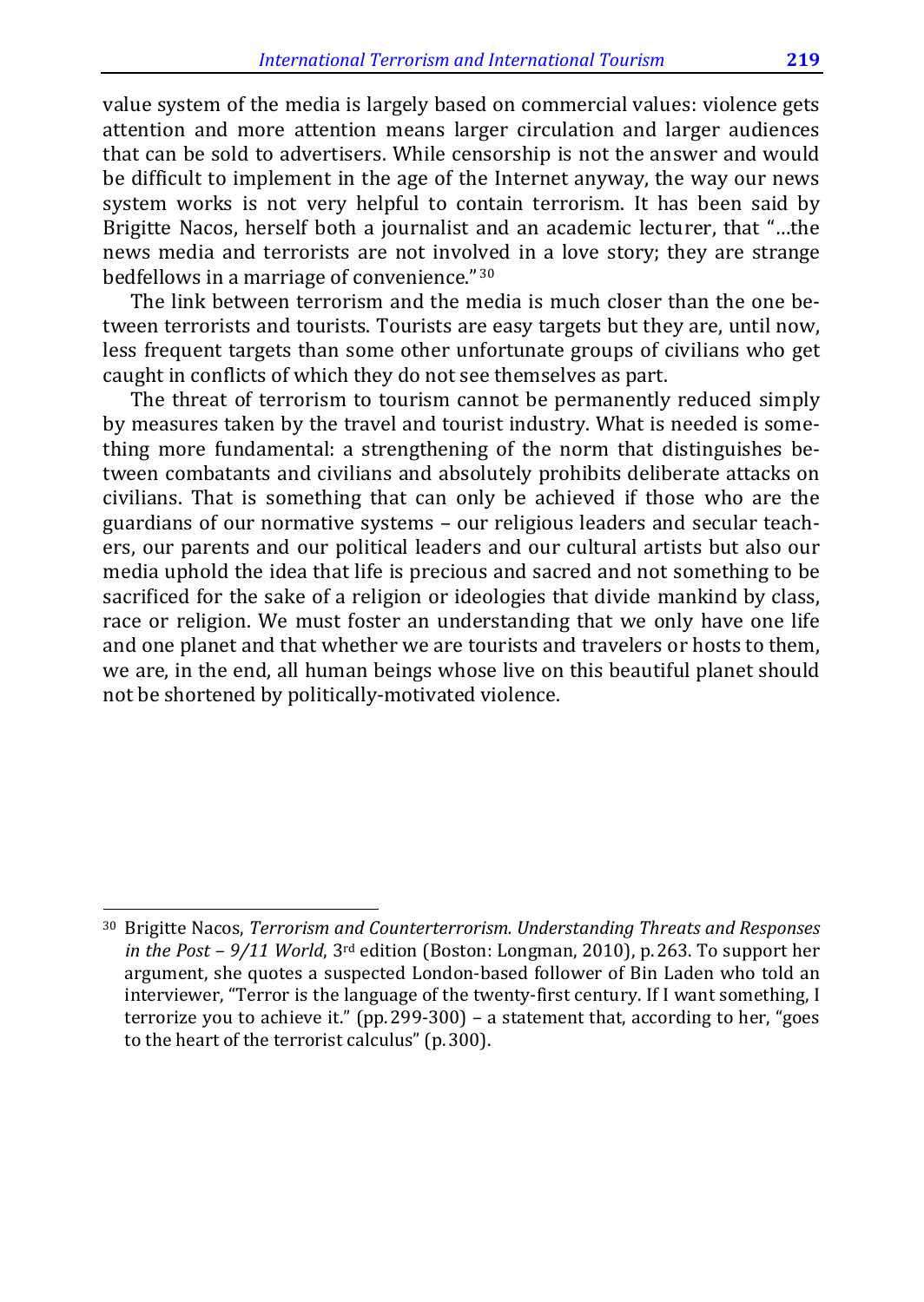value system of the media is largely based on commercial values: violence gets attention and more attention means larger circulation and larger audiences that can be sold to advertisers. While censorship is not the answer and would be difficult to implement in the age of the Internet anyway, the way our news system works is not very helpful to contain terrorism. It has been said by Brigitte Nacos, herself both a journalist and an academic lecturer, that "…the news media and terrorists are not involved in a love story; they are strange bedfellows in a marriage of convenience."[30]

The link between terrorism and the media is much closer than the one between terrorists and tourists. Tourists are easy targets but they are, until now, less frequent targets than some other unfortunate groups of civilians who get caught in conflicts of which they do not see themselves as part.

The threat of terrorism to tourism cannot be permanently reduced simply by measures taken by the travel and tourist industry. What is needed is something more fundamental: a strengthening of the norm that distinguishes between combatants and civilians and absolutely prohibits deliberate attacks on civilians. That is something that can only be achieved if those who are the guardians of our normative systems – our religious leaders and secular teachers, our parents and our political leaders and our cultural artists but also our media uphold the idea that life is precious and sacred and not something to be sacrificed for the sake of a religion or ideologies that divide mankind by class, race or religion. We must foster an understanding that we only have one life and one planet and that whether we are tourists and travelers or hosts to them, we are, in the end, all human beings whose live on this beautiful planet should not be shortened by politically-motivated violence.

---

[30] Brigitte Nacos, *Terrorism and Counterterrorism. Understanding Threats and Responses in the Post – 9/11 World*, 3rd edition (Boston: Longman, 2010), p. 263. To support her argument, she quotes a suspected London-based follower of Bin Laden who told an interviewer, "Terror is the language of the twenty-first century. If I want something, I terrorize you to achieve it." (pp. 299-300) – a statement that, according to her, "goes to the heart of the terrorist calculus" (p. 300).